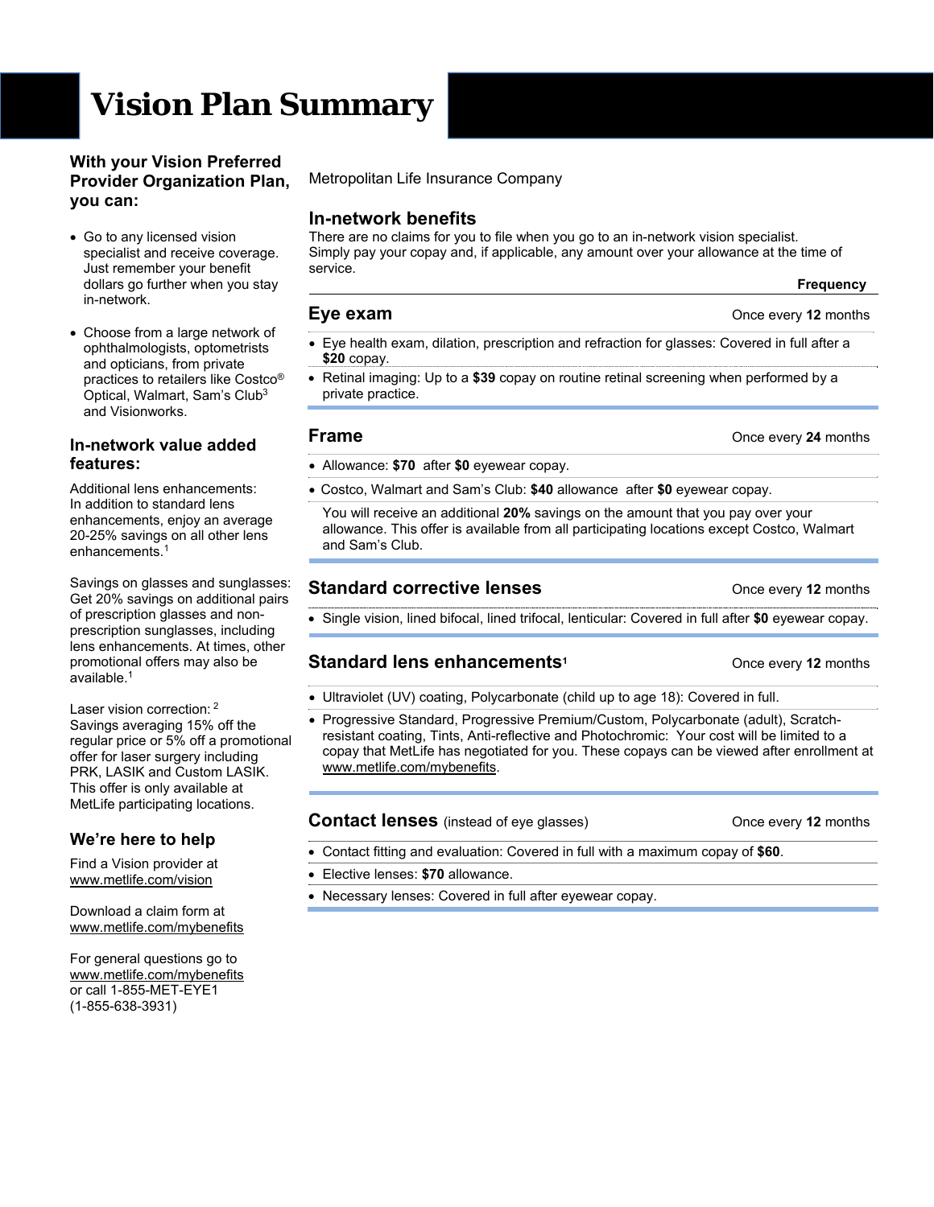# Vision Plan Summary

## With your Vision Preferred Provider Organization Plan, you can:

- Go to any licensed vision specialist and receive coverage. Just remember your benefit dollars go further when you stay in-network.
- Choose from a large network of ophthalmologists, optometrists and opticians, from private practices to retailers like Costco® Optical, Walmart, Sam's Club[3] and Visionworks.

## In-network value added features:

Additional lens enhancements: In addition to standard lens enhancements, enjoy an average 20-25% savings on all other lens enhancements.[1]

Savings on glasses and sunglasses: Get 20% savings on additional pairs of prescription glasses and non-prescription sunglasses, including lens enhancements. At times, other promotional offers may also be available.[1]

Laser vision correction: [2] Savings averaging 15% off the regular price or 5% off a promotional offer for laser surgery including PRK, LASIK and Custom LASIK. This offer is only available at MetLife participating locations.

## We're here to help

Find a Vision provider at www.metlife.com/vision

Download a claim form at www.metlife.com/mybenefits

For general questions go to www.metlife.com/mybenefits or call 1-855-MET-EYE1 (1-855-638-3931)

Metropolitan Life Insurance Company

## In-network benefits

There are no claims for you to file when you go to an in-network vision specialist. Simply pay your copay and, if applicable, any amount over your allowance at the time of service.

**Frequency**

### Eye exam — Once every **12** months

- Eye health exam, dilation, prescription and refraction for glasses: Covered in full after a **$20** copay.
- Retinal imaging: Up to a **$39** copay on routine retinal screening when performed by a private practice.

### Frame — Once every **24** months

- Allowance: **$70** after **$0** eyewear copay.
- Costco, Walmart and Sam's Club: **$40** allowance after **$0** eyewear copay.

You will receive an additional **20%** savings on the amount that you pay over your allowance. This offer is available from all participating locations except Costco, Walmart and Sam's Club.

### Standard corrective lenses — Once every **12** months

- Single vision, lined bifocal, lined trifocal, lenticular: Covered in full after **$0** eyewear copay.

### Standard lens enhancements[1] — Once every **12** months

- Ultraviolet (UV) coating, Polycarbonate (child up to age 18): Covered in full.
- Progressive Standard, Progressive Premium/Custom, Polycarbonate (adult), Scratch-resistant coating, Tints, Anti-reflective and Photochromic: Your cost will be limited to a copay that MetLife has negotiated for you. These copays can be viewed after enrollment at www.metlife.com/mybenefits.

### Contact lenses (instead of eye glasses) — Once every **12** months

- Contact fitting and evaluation: Covered in full with a maximum copay of **$60**.
- Elective lenses: **$70** allowance.
- Necessary lenses: Covered in full after eyewear copay.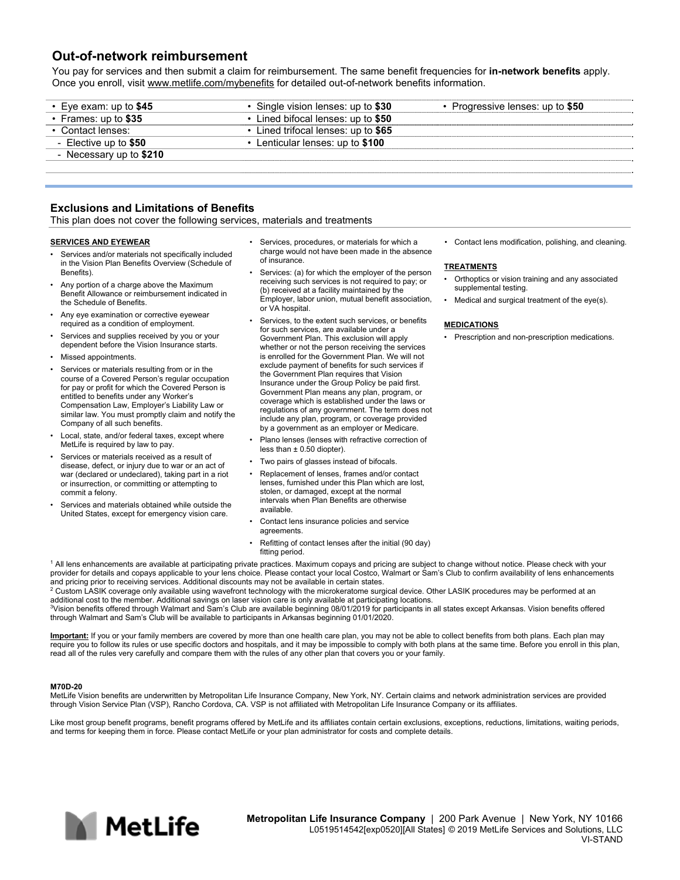## Out-of-network reimbursement

You pay for services and then submit a claim for reimbursement. The same benefit frequencies for **in-network benefits** apply. Once you enroll, visit www.metlife.com/mybenefits for detailed out-of-network benefits information.

| | | |
|---|---|---|
| • Eye exam: up to **$45** | • Single vision lenses: up to **$30** | • Progressive lenses: up to **$50** |
| • Frames: up to **$35** | • Lined bifocal lenses: up to **$50** | |
| • Contact lenses: | • Lined trifocal lenses: up to **$65** | |
| - Elective up to **$50** | • Lenticular lenses: up to **$100** | |
| - Necessary up to **$210** | | |

### Exclusions and Limitations of Benefits

This plan does not cover the following services, materials and treatments

**SERVICES AND EYEWEAR**

- Services and/or materials not specifically included in the Vision Plan Benefits Overview (Schedule of Benefits).
- Any portion of a charge above the Maximum Benefit Allowance or reimbursement indicated in the Schedule of Benefits.
- Any eye examination or corrective eyewear required as a condition of employment.
- Services and supplies received by you or your dependent before the Vision Insurance starts.
- Missed appointments.
- Services or materials resulting from or in the course of a Covered Person's regular occupation for pay or profit for which the Covered Person is entitled to benefits under any Worker's Compensation Law, Employer's Liability Law or similar law. You must promptly claim and notify the Company of all such benefits.
- Local, state, and/or federal taxes, except where MetLife is required by law to pay.
- Services or materials received as a result of disease, defect, or injury due to war or an act of war (declared or undeclared), taking part in a riot or insurrection, or committing or attempting to commit a felony.
- Services and materials obtained while outside the United States, except for emergency vision care.
- Services, procedures, or materials for which a charge would not have been made in the absence of insurance.
- Services: (a) for which the employer of the person receiving such services is not required to pay; or (b) received at a facility maintained by the Employer, labor union, mutual benefit association, or VA hospital.
- Services, to the extent such services, or benefits for such services, are available under a Government Plan. This exclusion will apply whether or not the person receiving the services is enrolled for the Government Plan. We will not exclude payment of benefits for such services if the Government Plan requires that Vision Insurance under the Group Policy be paid first. Government Plan means any plan, program, or coverage which is established under the laws or regulations of any government. The term does not include any plan, program, or coverage provided by a government as an employer or Medicare.
- Plano lenses (lenses with refractive correction of less than ± 0.50 diopter).
- Two pairs of glasses instead of bifocals.
- Replacement of lenses, frames and/or contact lenses, furnished under this Plan which are lost, stolen, or damaged, except at the normal intervals when Plan Benefits are otherwise available.
- Contact lens insurance policies and service agreements.
- Refitting of contact lenses after the initial (90 day) fitting period.
- Contact lens modification, polishing, and cleaning.

**TREATMENTS**

- Orthoptics or vision training and any associated supplemental testing.
- Medical and surgical treatment of the eye(s).

**MEDICATIONS**

- Prescription and non-prescription medications.

[1] All lens enhancements are available at participating private practices. Maximum copays and pricing are subject to change without notice. Please check with your provider for details and copays applicable to your lens choice. Please contact your local Costco, Walmart or Sam's Club to confirm availability of lens enhancements and pricing prior to receiving services. Additional discounts may not be available in certain states.
[2] Custom LASIK coverage only available using wavefront technology with the microkeratome surgical device. Other LASIK procedures may be performed at an additional cost to the member. Additional savings on laser vision care is only available at participating locations.
[3]Vision benefits offered through Walmart and Sam's Club are available beginning 08/01/2019 for participants in all states except Arkansas. Vision benefits offered through Walmart and Sam's Club will be available to participants in Arkansas beginning 01/01/2020.

**Important:** If you or your family members are covered by more than one health care plan, you may not be able to collect benefits from both plans. Each plan may require you to follow its rules or use specific doctors and hospitals, and it may be impossible to comply with both plans at the same time. Before you enroll in this plan, read all of the rules very carefully and compare them with the rules of any other plan that covers you or your family.

**M70D-20**
MetLife Vision benefits are underwritten by Metropolitan Life Insurance Company, New York, NY. Certain claims and network administration services are provided through Vision Service Plan (VSP), Rancho Cordova, CA. VSP is not affiliated with Metropolitan Life Insurance Company or its affiliates.

Like most group benefit programs, benefit programs offered by MetLife and its affiliates contain certain exclusions, exceptions, reductions, limitations, waiting periods, and terms for keeping them in force. Please contact MetLife or your plan administrator for costs and complete details.

MetLife

**Metropolitan Life Insurance Company** | 200 Park Avenue | New York, NY 10166
L0519514542[exp0520][All States] © 2019 MetLife Services and Solutions, LLC
VI-STAND